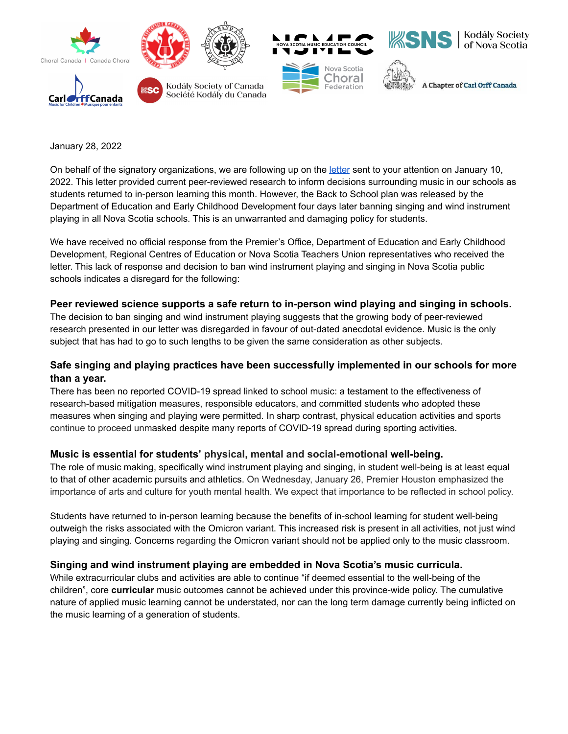January 28, 2022

On behalf of the signatory organizations, we are following up on the [letter] sent to your attention on January 10, 2022. This letter provided current peer-reviewed research to inform decisions surrounding music in our schools as students returned to in-person learning this month. However, the Back to School plan was released by the Department of Education and Early Childhood Development four days later banning singing and wind instrument playing in all Nova Scotia schools. This is an unwarranted and damaging policy for students.

We have received no official response from the Premier's Office, Department of Education and Early Childhood Development, Regional Centres of Education or Nova Scotia Teachers Union representatives who received the letter. This lack of response and decision to ban wind instrument playing and singing in Nova Scotia public schools indicates a disregard for the following:

**Peer reviewed science supports a safe return to in-person wind playing and singing in schools.**
The decision to ban singing and wind instrument playing suggests that the growing body of peer-reviewed research presented in our letter was disregarded in favour of out-dated anecdotal evidence. Music is the only subject that has had to go to such lengths to be given the same consideration as other subjects.

**Safe singing and playing practices have been successfully implemented in our schools for more than a year.**
There has been no reported COVID-19 spread linked to school music: a testament to the effectiveness of research-based mitigation measures, responsible educators, and committed students who adopted these measures when singing and playing were permitted. In sharp contrast, physical education activities and sports continue to proceed unmasked despite many reports of COVID-19 spread during sporting activities.

**Music is essential for students' physical, mental and social-emotional well-being.**
The role of music making, specifically wind instrument playing and singing, in student well-being is at least equal to that of other academic pursuits and athletics. On Wednesday, January 26, Premier Houston emphasized the importance of arts and culture for youth mental health. We expect that importance to be reflected in school policy.

Students have returned to in-person learning because the benefits of in-school learning for student well-being outweigh the risks associated with the Omicron variant. This increased risk is present in all activities, not just wind playing and singing. Concerns regarding the Omicron variant should not be applied only to the music classroom.

**Singing and wind instrument playing are embedded in Nova Scotia's music curricula.**
While extracurricular clubs and activities are able to continue "if deemed essential to the well-being of the children", core **curricular** music outcomes cannot be achieved under this province-wide policy. The cumulative nature of applied music learning cannot be understated, nor can the long term damage currently being inflicted on the music learning of a generation of students.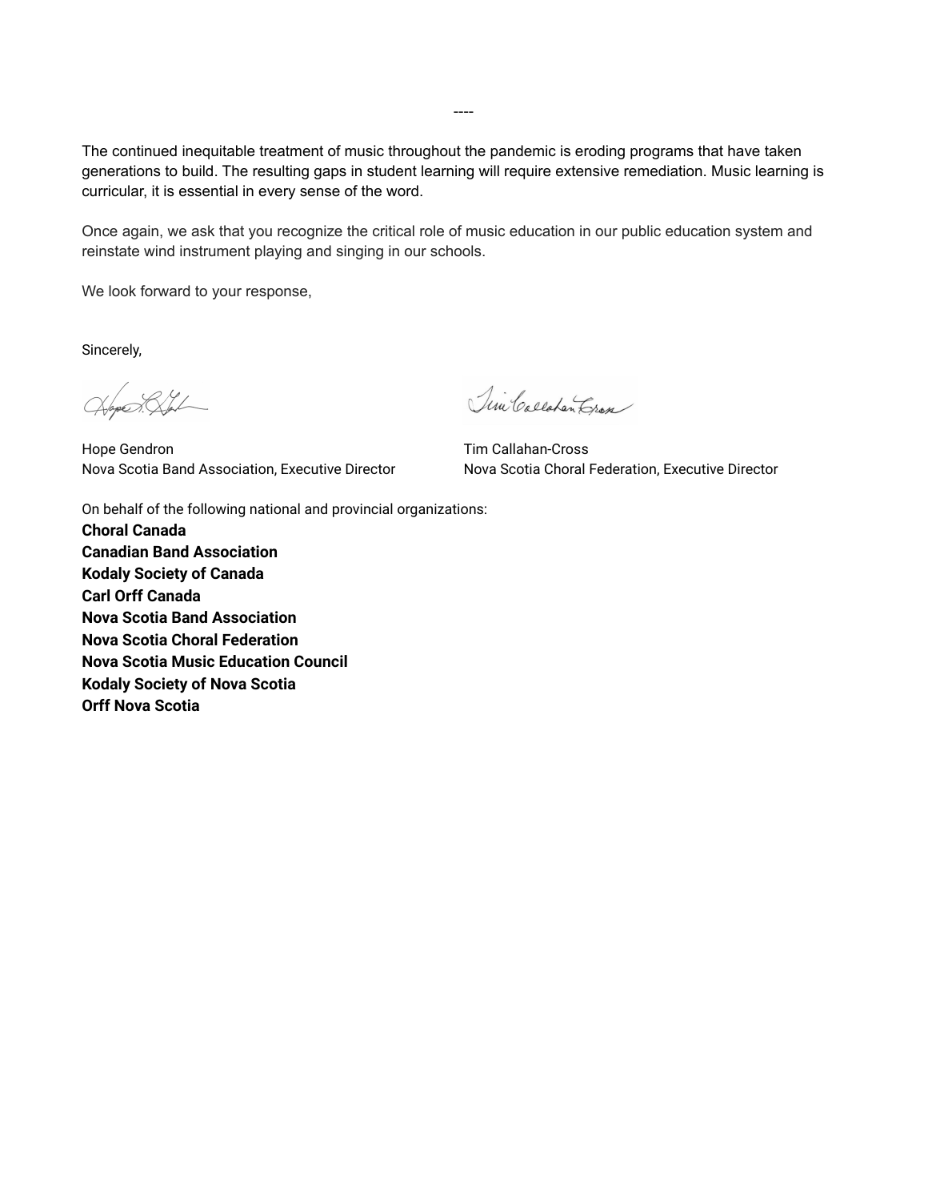----

The continued inequitable treatment of music throughout the pandemic is eroding programs that have taken generations to build. The resulting gaps in student learning will require extensive remediation. Music learning is curricular, it is essential in every sense of the word.

Once again, we ask that you recognize the critical role of music education in our public education system and reinstate wind instrument playing and singing in our schools.

We look forward to your response,

Sincerely,

Hope Gendron
Nova Scotia Band Association, Executive Director

Tim Callahan-Cross
Nova Scotia Choral Federation, Executive Director

On behalf of the following national and provincial organizations:

**Choral Canada**
**Canadian Band Association**
**Kodaly Society of Canada**
**Carl Orff Canada**
**Nova Scotia Band Association**
**Nova Scotia Choral Federation**
**Nova Scotia Music Education Council**
**Kodaly Society of Nova Scotia**
**Orff Nova Scotia**